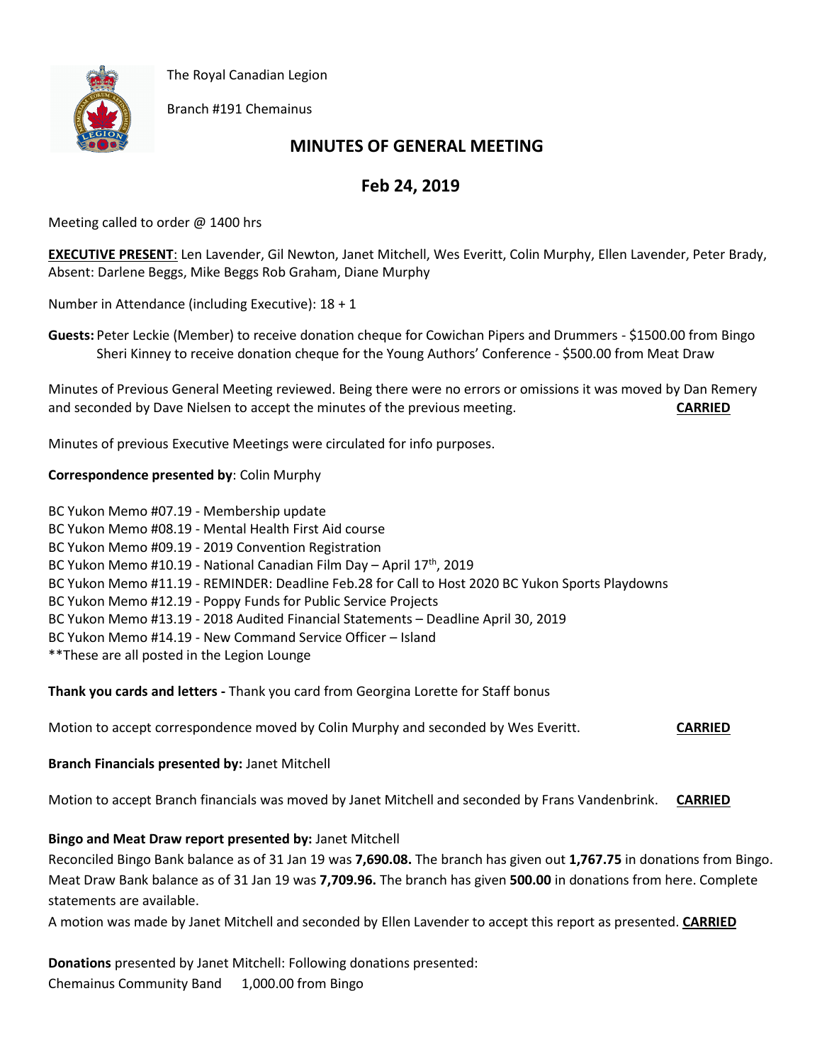The Royal Canadian Legion

Branch #191 Chemainus

# MINUTES OF GENERAL MEETING

## Feb 24, 2019

Meeting called to order @ 1400 hrs

**EXECUTIVE PRESENT**: Len Lavender, Gil Newton, Janet Mitchell, Wes Everitt, Colin Murphy, Ellen Lavender, Peter Brady, Absent: Darlene Beggs, Mike Beggs Rob Graham, Diane Murphy

Number in Attendance (including Executive): 18 + 1

**Guests:** Peter Leckie (Member) to receive donation cheque for Cowichan Pipers and Drummers - $1500.00 from Bingo
Sheri Kinney to receive donation cheque for the Young Authors' Conference - $500.00 from Meat Draw

Minutes of Previous General Meeting reviewed. Being there were no errors or omissions it was moved by Dan Remery and seconded by Dave Nielsen to accept the minutes of the previous meeting. **CARRIED**

Minutes of previous Executive Meetings were circulated for info purposes.

**Correspondence presented by**: Colin Murphy

BC Yukon Memo #07.19 - Membership update
BC Yukon Memo #08.19 - Mental Health First Aid course
BC Yukon Memo #09.19 - 2019 Convention Registration
BC Yukon Memo #10.19 - National Canadian Film Day – April 17th, 2019
BC Yukon Memo #11.19 - REMINDER: Deadline Feb.28 for Call to Host 2020 BC Yukon Sports Playdowns
BC Yukon Memo #12.19 - Poppy Funds for Public Service Projects
BC Yukon Memo #13.19 - 2018 Audited Financial Statements – Deadline April 30, 2019
BC Yukon Memo #14.19 - New Command Service Officer – Island
**These are all posted in the Legion Lounge

**Thank you cards and letters -** Thank you card from Georgina Lorette for Staff bonus

Motion to accept correspondence moved by Colin Murphy and seconded by Wes Everitt. **CARRIED**

**Branch Financials presented by:** Janet Mitchell

Motion to accept Branch financials was moved by Janet Mitchell and seconded by Frans Vandenbrink. **CARRIED**

**Bingo and Meat Draw report presented by:** Janet Mitchell

Reconciled Bingo Bank balance as of 31 Jan 19 was **7,690.08.** The branch has given out **1,767.75** in donations from Bingo. Meat Draw Bank balance as of 31 Jan 19 was **7,709.96.** The branch has given **500.00** in donations from here. Complete statements are available.

A motion was made by Janet Mitchell and seconded by Ellen Lavender to accept this report as presented. **CARRIED**

**Donations** presented by Janet Mitchell: Following donations presented:
Chemainus Community Band 1,000.00 from Bingo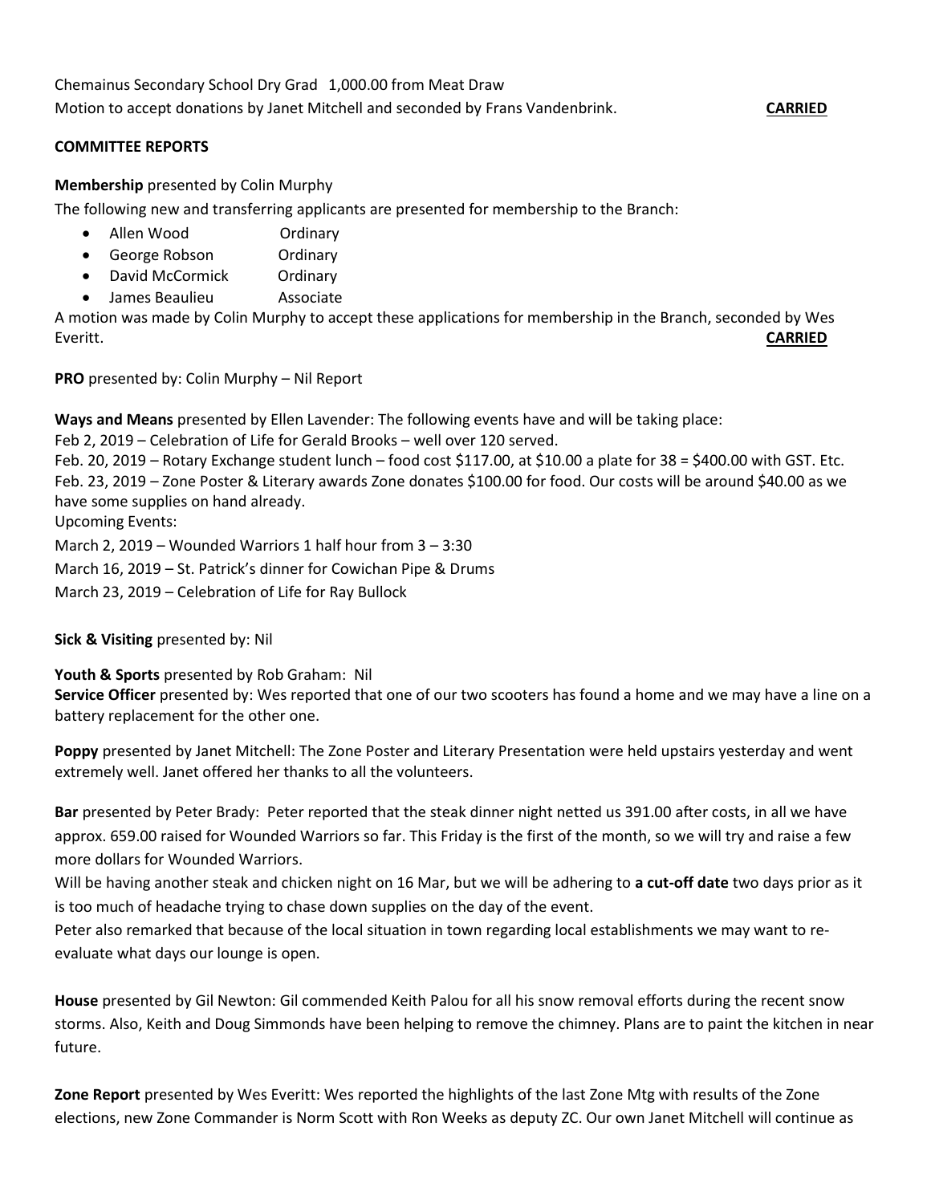Chemainus Secondary School Dry Grad 1,000.00 from Meat Draw

Motion to accept donations by Janet Mitchell and seconded by Frans Vandenbrink. **CARRIED**

**COMMITTEE REPORTS**

**Membership** presented by Colin Murphy

The following new and transferring applicants are presented for membership to the Branch:

- Allen Wood Ordinary
- George Robson Ordinary
- David McCormick Ordinary
- James Beaulieu Associate

A motion was made by Colin Murphy to accept these applications for membership in the Branch, seconded by Wes Everitt. **CARRIED**

**PRO** presented by: Colin Murphy – Nil Report

**Ways and Means** presented by Ellen Lavender: The following events have and will be taking place:

Feb 2, 2019 – Celebration of Life for Gerald Brooks – well over 120 served.

Feb. 20, 2019 – Rotary Exchange student lunch – food cost $117.00, at $10.00 a plate for 38 = $400.00 with GST. Etc.

Feb. 23, 2019 – Zone Poster & Literary awards Zone donates $100.00 for food. Our costs will be around $40.00 as we have some supplies on hand already.

Upcoming Events:

March 2, 2019 – Wounded Warriors 1 half hour from 3 – 3:30

March 16, 2019 – St. Patrick's dinner for Cowichan Pipe & Drums

March 23, 2019 – Celebration of Life for Ray Bullock

**Sick & Visiting** presented by: Nil

**Youth & Sports** presented by Rob Graham: Nil

**Service Officer** presented by: Wes reported that one of our two scooters has found a home and we may have a line on a battery replacement for the other one.

**Poppy** presented by Janet Mitchell: The Zone Poster and Literary Presentation were held upstairs yesterday and went extremely well. Janet offered her thanks to all the volunteers.

**Bar** presented by Peter Brady: Peter reported that the steak dinner night netted us 391.00 after costs, in all we have approx. 659.00 raised for Wounded Warriors so far. This Friday is the first of the month, so we will try and raise a few more dollars for Wounded Warriors.

Will be having another steak and chicken night on 16 Mar, but we will be adhering to **a cut-off date** two days prior as it is too much of headache trying to chase down supplies on the day of the event.

Peter also remarked that because of the local situation in town regarding local establishments we may want to re-evaluate what days our lounge is open.

**House** presented by Gil Newton: Gil commended Keith Palou for all his snow removal efforts during the recent snow storms. Also, Keith and Doug Simmonds have been helping to remove the chimney. Plans are to paint the kitchen in near future.

**Zone Report** presented by Wes Everitt: Wes reported the highlights of the last Zone Mtg with results of the Zone elections, new Zone Commander is Norm Scott with Ron Weeks as deputy ZC. Our own Janet Mitchell will continue as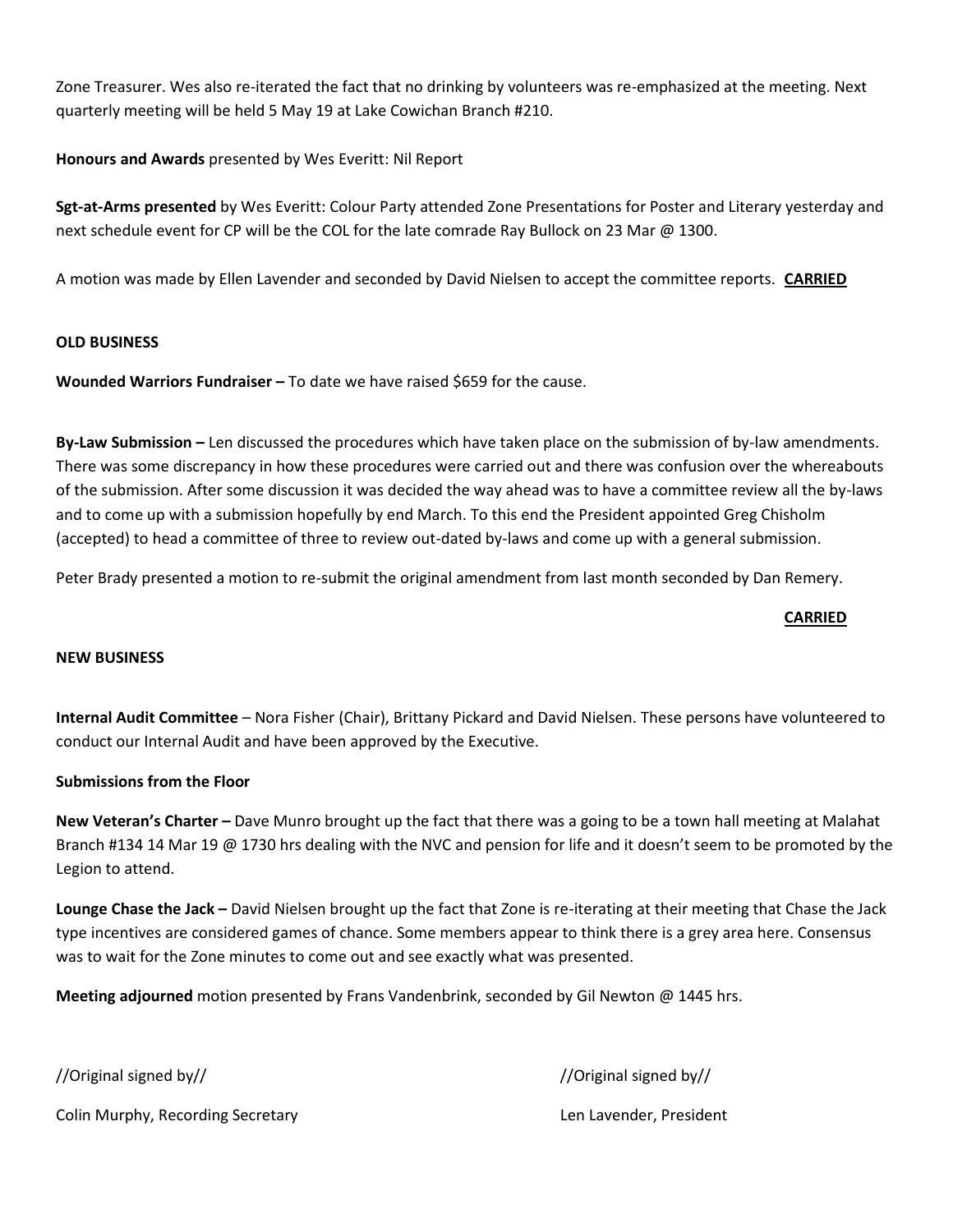Zone Treasurer. Wes also re-iterated the fact that no drinking by volunteers was re-emphasized at the meeting. Next quarterly meeting will be held 5 May 19 at Lake Cowichan Branch #210.

**Honours and Awards** presented by Wes Everitt: Nil Report

**Sgt-at-Arms presented** by Wes Everitt: Colour Party attended Zone Presentations for Poster and Literary yesterday and next schedule event for CP will be the COL for the late comrade Ray Bullock on 23 Mar @ 1300.

A motion was made by Ellen Lavender and seconded by David Nielsen to accept the committee reports. **CARRIED**

**OLD BUSINESS**

**Wounded Warriors Fundraiser –** To date we have raised $659 for the cause.

**By-Law Submission –** Len discussed the procedures which have taken place on the submission of by-law amendments. There was some discrepancy in how these procedures were carried out and there was confusion over the whereabouts of the submission. After some discussion it was decided the way ahead was to have a committee review all the by-laws and to come up with a submission hopefully by end March. To this end the President appointed Greg Chisholm (accepted) to head a committee of three to review out-dated by-laws and come up with a general submission.

Peter Brady presented a motion to re-submit the original amendment from last month seconded by Dan Remery.

**CARRIED**

**NEW BUSINESS**

**Internal Audit Committee** – Nora Fisher (Chair), Brittany Pickard and David Nielsen. These persons have volunteered to conduct our Internal Audit and have been approved by the Executive.

**Submissions from the Floor**

**New Veteran's Charter –** Dave Munro brought up the fact that there was a going to be a town hall meeting at Malahat Branch #134 14 Mar 19 @ 1730 hrs dealing with the NVC and pension for life and it doesn't seem to be promoted by the Legion to attend.

**Lounge Chase the Jack –** David Nielsen brought up the fact that Zone is re-iterating at their meeting that Chase the Jack type incentives are considered games of chance. Some members appear to think there is a grey area here. Consensus was to wait for the Zone minutes to come out and see exactly what was presented.

**Meeting adjourned** motion presented by Frans Vandenbrink, seconded by Gil Newton @ 1445 hrs.

//Original signed by//

Colin Murphy, Recording Secretary

//Original signed by//

Len Lavender, President